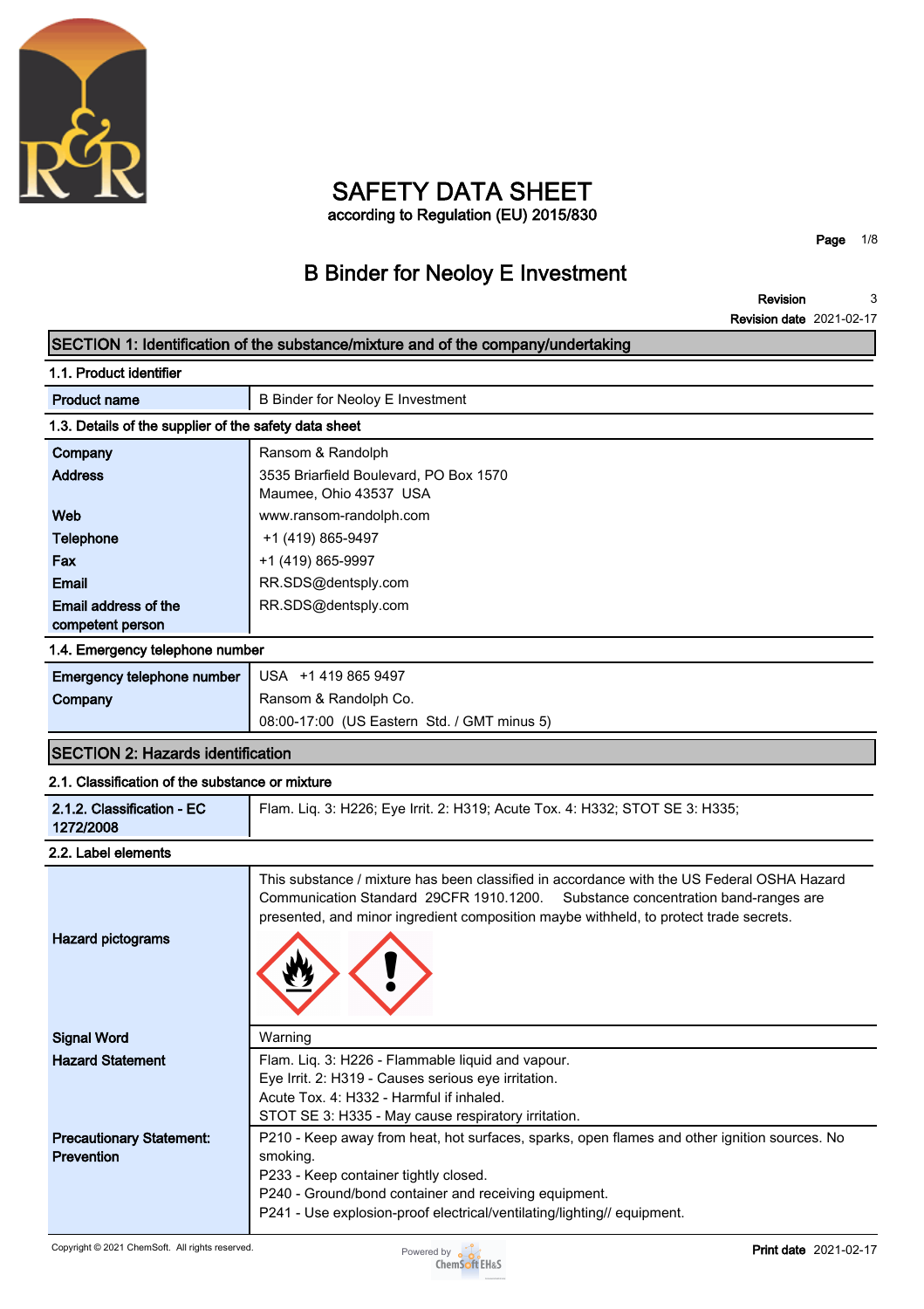# SAFETY DATA SHEET

according to Regulation (EU) 2015/830

## B Binder for Neoloy E Investment

**Revision** 3
**Revision date** 2021-02-17

## SECTION 1: Identification of the substance/mixture and of the company/undertaking

### 1.1. Product identifier

| | |
|---|---|
| **Product name** | B Binder for Neoloy E Investment |

### 1.3. Details of the supplier of the safety data sheet

| | |
|---|---|
| **Company** | Ransom & Randolph |
| **Address** | 3535 Briarfield Boulevard, PO Box 1570<br>Maumee, Ohio 43537 USA |
| **Web** | www.ransom-randolph.com |
| **Telephone** | +1 (419) 865-9497 |
| **Fax** | +1 (419) 865-9997 |
| **Email** | RR.SDS@dentsply.com |
| **Email address of the competent person** | RR.SDS@dentsply.com |

### 1.4. Emergency telephone number

| | |
|---|---|
| **Emergency telephone number** | USA +1 419 865 9497 |
| **Company** | Ransom & Randolph Co.<br>08:00-17:00 (US Eastern Std. / GMT minus 5) |

## SECTION 2: Hazards identification

### 2.1. Classification of the substance or mixture

| | |
|---|---|
| **2.1.2. Classification - EC 1272/2008** | Flam. Liq. 3: H226; Eye Irrit. 2: H319; Acute Tox. 4: H332; STOT SE 3: H335; |

### 2.2. Label elements

| | |
|---|---|
| **Hazard pictograms** | This substance / mixture has been classified in accordance with the US Federal OSHA Hazard Communication Standard 29CFR 1910.1200. Substance concentration band-ranges are presented, and minor ingredient composition maybe withheld, to protect trade secrets. |
| **Signal Word** | Warning |
| **Hazard Statement** | Flam. Liq. 3: H226 - Flammable liquid and vapour.<br>Eye Irrit. 2: H319 - Causes serious eye irritation.<br>Acute Tox. 4: H332 - Harmful if inhaled.<br>STOT SE 3: H335 - May cause respiratory irritation. |
| **Precautionary Statement: Prevention** | P210 - Keep away from heat, hot surfaces, sparks, open flames and other ignition sources. No smoking.<br>P233 - Keep container tightly closed.<br>P240 - Ground/bond container and receiving equipment.<br>P241 - Use explosion-proof electrical/ventilating/lighting// equipment. |

Copyright © 2021 ChemSoft. All rights reserved.

**Print date** 2021-02-17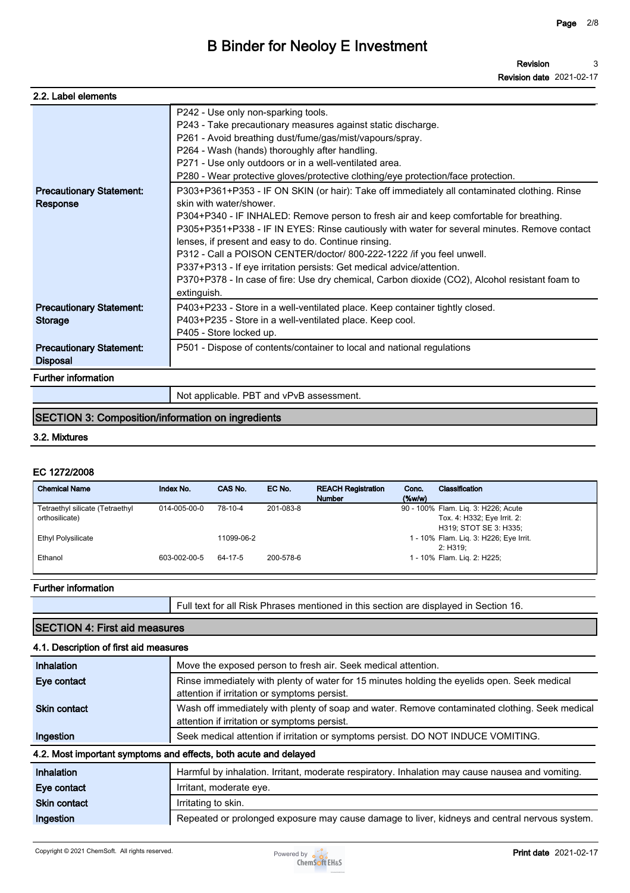### 2.2. Label elements

| | |
|---|---|
| | P242 - Use only non-sparking tools.<br>P243 - Take precautionary measures against static discharge.<br>P261 - Avoid breathing dust/fume/gas/mist/vapours/spray.<br>P264 - Wash (hands) thoroughly after handling.<br>P271 - Use only outdoors or in a well-ventilated area.<br>P280 - Wear protective gloves/protective clothing/eye protection/face protection. |
| **Precautionary Statement: Response** | P303+P361+P353 - IF ON SKIN (or hair): Take off immediately all contaminated clothing. Rinse skin with water/shower.<br>P304+P340 - IF INHALED: Remove person to fresh air and keep comfortable for breathing.<br>P305+P351+P338 - IF IN EYES: Rinse cautiously with water for several minutes. Remove contact lenses, if present and easy to do. Continue rinsing.<br>P312 - Call a POISON CENTER/doctor/ 800-222-1222 /if you feel unwell.<br>P337+P313 - If eye irritation persists: Get medical advice/attention.<br>P370+P378 - In case of fire: Use dry chemical, Carbon dioxide (CO2), Alcohol resistant foam to extinguish. |
| **Precautionary Statement: Storage** | P403+P233 - Store in a well-ventilated place. Keep container tightly closed.<br>P403+P235 - Store in a well-ventilated place. Keep cool.<br>P405 - Store locked up. |
| **Precautionary Statement: Disposal** | P501 - Dispose of contents/container to local and national regulations |

**Further information**

| | |
|---|---|
| | Not applicable. PBT and vPvB assessment. |

## SECTION 3: Composition/information on ingredients

### 3.2. Mixtures

**EC 1272/2008**

| Chemical Name | Index No. | CAS No. | EC No. | REACH Registration Number | Conc. (%w/w) | Classification |
|---|---|---|---|---|---|---|
| Tetraethyl silicate (Tetraethyl orthosilicate) | 014-005-00-0 | 78-10-4 | 201-083-8 | | 90 - 100% | Flam. Liq. 3: H226; Acute Tox. 4: H332; Eye Irrit. 2: H319; STOT SE 3: H335; |
| Ethyl Polysilicate | | 11099-06-2 | | | 1 - 10% | Flam. Liq. 3: H226; Eye Irrit. 2: H319; |
| Ethanol | 603-002-00-5 | 64-17-5 | 200-578-6 | | 1 - 10% | Flam. Liq. 2: H225; |

**Further information**

| | |
|---|---|
| | Full text for all Risk Phrases mentioned in this section are displayed in Section 16. |

## SECTION 4: First aid measures

### 4.1. Description of first aid measures

| | |
|---|---|
| **Inhalation** | Move the exposed person to fresh air. Seek medical attention. |
| **Eye contact** | Rinse immediately with plenty of water for 15 minutes holding the eyelids open. Seek medical attention if irritation or symptoms persist. |
| **Skin contact** | Wash off immediately with plenty of soap and water. Remove contaminated clothing. Seek medical attention if irritation or symptoms persist. |
| **Ingestion** | Seek medical attention if irritation or symptoms persist. DO NOT INDUCE VOMITING. |

### 4.2. Most important symptoms and effects, both acute and delayed

| | |
|---|---|
| **Inhalation** | Harmful by inhalation. Irritant, moderate respiratory. Inhalation may cause nausea and vomiting. |
| **Eye contact** | Irritant, moderate eye. |
| **Skin contact** | Irritating to skin. |
| **Ingestion** | Repeated or prolonged exposure may cause damage to liver, kidneys and central nervous system. |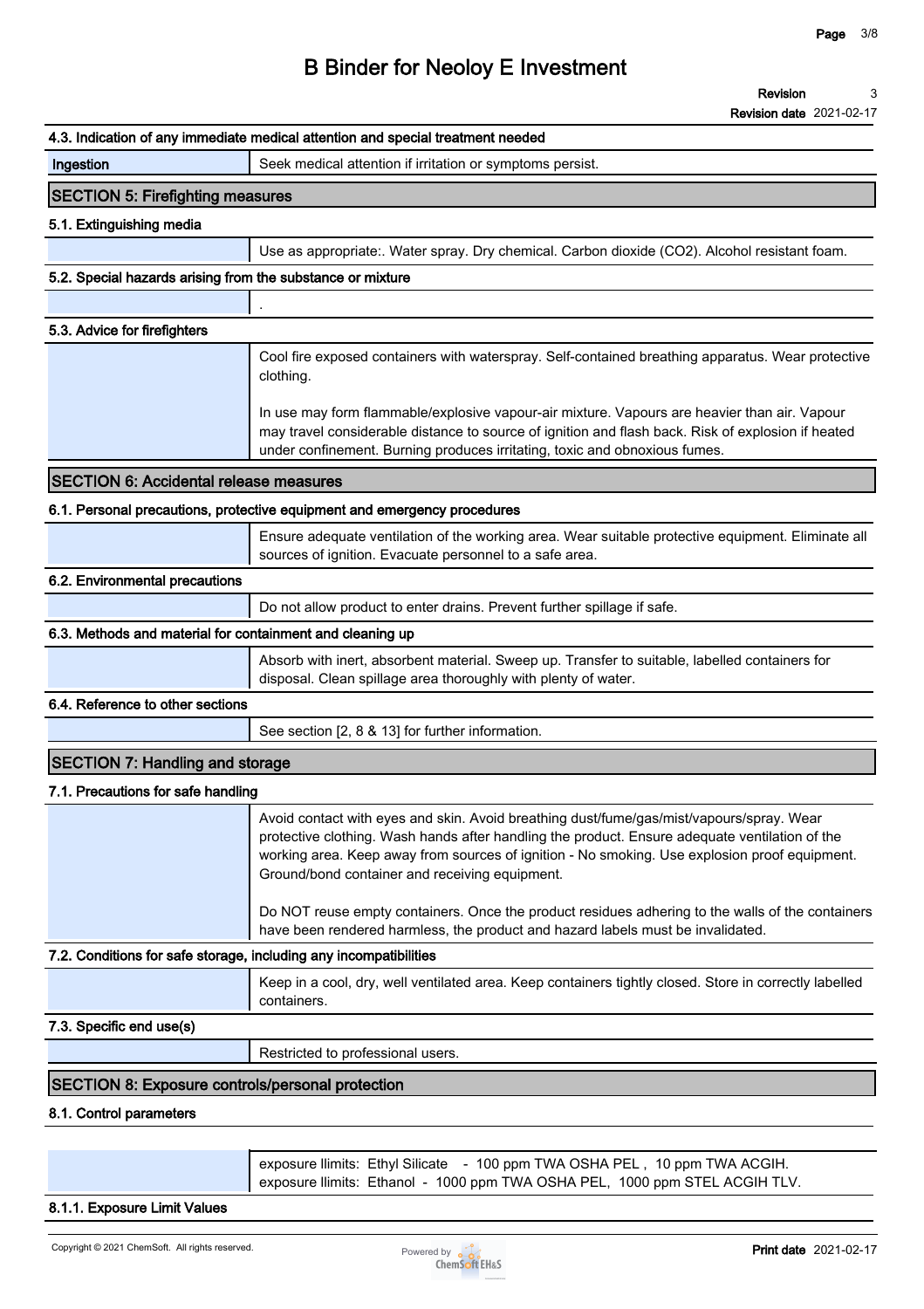#### 4.3. Indication of any immediate medical attention and special treatment needed

| | |
|---|---|
| Ingestion | Seek medical attention if irritation or symptoms persist. |

## SECTION 5: Firefighting measures

#### 5.1. Extinguishing media

Use as appropriate:. Water spray. Dry chemical. Carbon dioxide ($CO_2$). Alcohol resistant foam.

#### 5.2. Special hazards arising from the substance or mixture

.

#### 5.3. Advice for firefighters

Cool fire exposed containers with waterspray. Self-contained breathing apparatus. Wear protective clothing.

In use may form flammable/explosive vapour-air mixture. Vapours are heavier than air. Vapour may travel considerable distance to source of ignition and flash back. Risk of explosion if heated under confinement. Burning produces irritating, toxic and obnoxious fumes.

## SECTION 6: Accidental release measures

#### 6.1. Personal precautions, protective equipment and emergency procedures

Ensure adequate ventilation of the working area. Wear suitable protective equipment. Eliminate all sources of ignition. Evacuate personnel to a safe area.

#### 6.2. Environmental precautions

Do not allow product to enter drains. Prevent further spillage if safe.

#### 6.3. Methods and material for containment and cleaning up

Absorb with inert, absorbent material. Sweep up. Transfer to suitable, labelled containers for disposal. Clean spillage area thoroughly with plenty of water.

#### 6.4. Reference to other sections

See section [2, 8 & 13] for further information.

## SECTION 7: Handling and storage

#### 7.1. Precautions for safe handling

Avoid contact with eyes and skin. Avoid breathing dust/fume/gas/mist/vapours/spray. Wear protective clothing. Wash hands after handling the product. Ensure adequate ventilation of the working area. Keep away from sources of ignition - No smoking. Use explosion proof equipment. Ground/bond container and receiving equipment.

Do NOT reuse empty containers. Once the product residues adhering to the walls of the containers have been rendered harmless, the product and hazard labels must be invalidated.

#### 7.2. Conditions for safe storage, including any incompatibilities

Keep in a cool, dry, well ventilated area. Keep containers tightly closed. Store in correctly labelled containers.

#### 7.3. Specific end use(s)

Restricted to professional users.

## SECTION 8: Exposure controls/personal protection

#### 8.1. Control parameters

exposure llimits: Ethyl Silicate - 100 ppm TWA OSHA PEL , 10 ppm TWA ACGIH.
exposure llimits: Ethanol - 1000 ppm TWA OSHA PEL, 1000 ppm STEL ACGIH TLV.

#### 8.1.1. Exposure Limit Values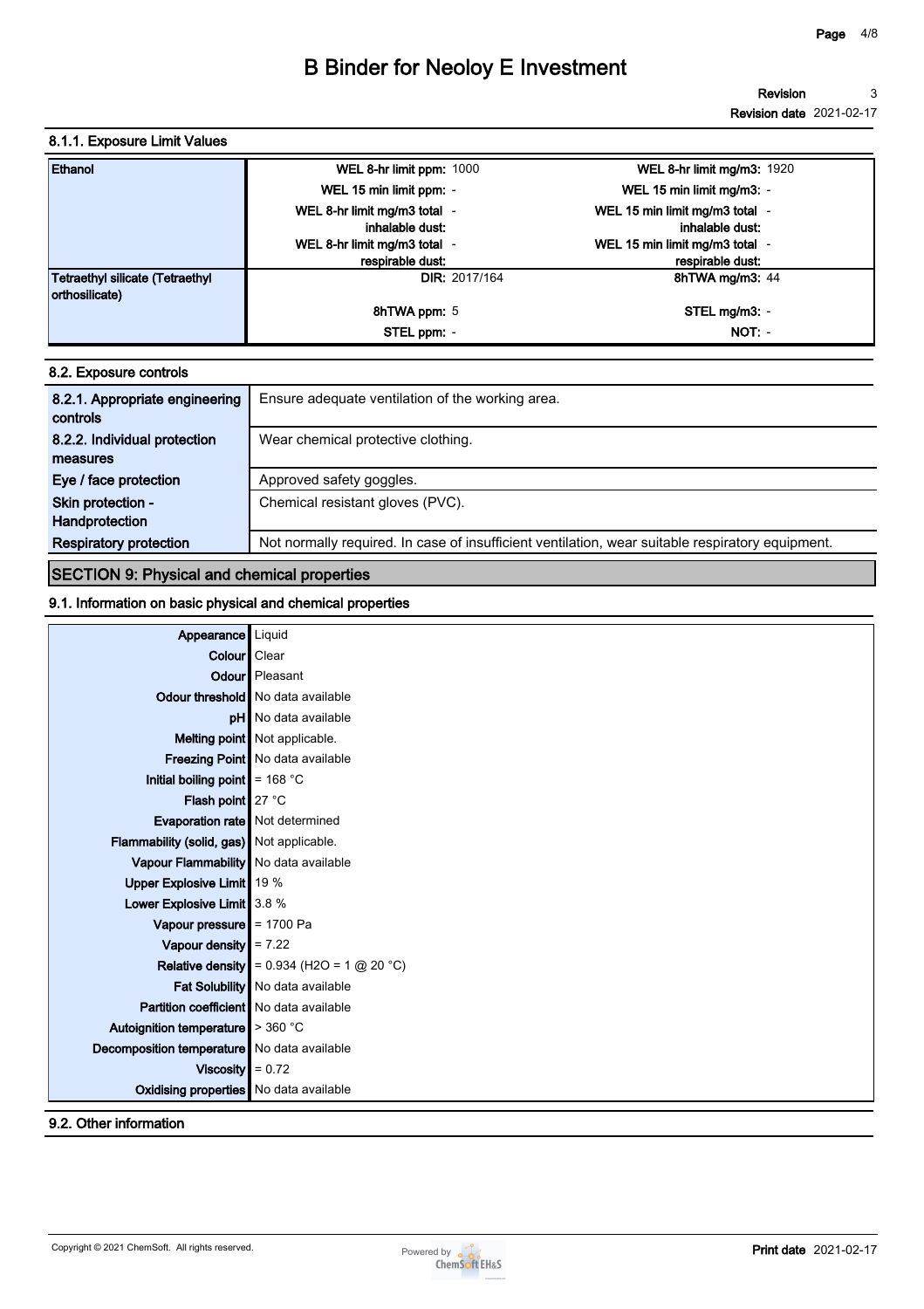#### 8.1.1. Exposure Limit Values

| | | | | |
|---|---|---|---|---|
| **Ethanol** | **WEL 8-hr limit ppm:** | 1000 | **WEL 8-hr limit mg/m3:** | 1920 |
| | **WEL 15 min limit ppm:** | - | **WEL 15 min limit mg/m3:** | - |
| | **WEL 8-hr limit mg/m3 total inhalable dust:** | - | **WEL 15 min limit mg/m3 total inhalable dust:** | - |
| | **WEL 8-hr limit mg/m3 total respirable dust:** | - | **WEL 15 min limit mg/m3 total respirable dust:** | - |
| **Tetraethyl silicate (Tetraethyl orthosilicate)** | **DIR:** | 2017/164 | **8hTWA mg/m3:** | 44 |
| | **8hTWA ppm:** | 5 | **STEL mg/m3:** | - |
| | **STEL ppm:** | - | **NOT:** | - |

#### 8.2. Exposure controls

| | |
|---|---|
| **8.2.1. Appropriate engineering controls** | Ensure adequate ventilation of the working area. |
| **8.2.2. Individual protection measures** | Wear chemical protective clothing. |
| **Eye / face protection** | Approved safety goggles. |
| **Skin protection - Handprotection** | Chemical resistant gloves (PVC). |
| **Respiratory protection** | Not normally required. In case of insufficient ventilation, wear suitable respiratory equipment. |

## SECTION 9: Physical and chemical properties

#### 9.1. Information on basic physical and chemical properties

| | |
|---|---|
| **Appearance** | Liquid |
| **Colour** | Clear |
| **Odour** | Pleasant |
| **Odour threshold** | No data available |
| **pH** | No data available |
| **Melting point** | Not applicable. |
| **Freezing Point** | No data available |
| **Initial boiling point** | = 168 °C |
| **Flash point** | 27 °C |
| **Evaporation rate** | Not determined |
| **Flammability (solid, gas)** | Not applicable. |
| **Vapour Flammability** | No data available |
| **Upper Explosive Limit** | 19 % |
| **Lower Explosive Limit** | 3.8 % |
| **Vapour pressure** | = 1700 Pa |
| **Vapour density** | = 7.22 |
| **Relative density** | = 0.934 (H2O = 1 @ 20 °C) |
| **Fat Solubility** | No data available |
| **Partition coefficient** | No data available |
| **Autoignition temperature** | > 360 °C |
| **Decomposition temperature** | No data available |
| **Viscosity** | = 0.72 |
| **Oxidising properties** | No data available |

#### 9.2. Other information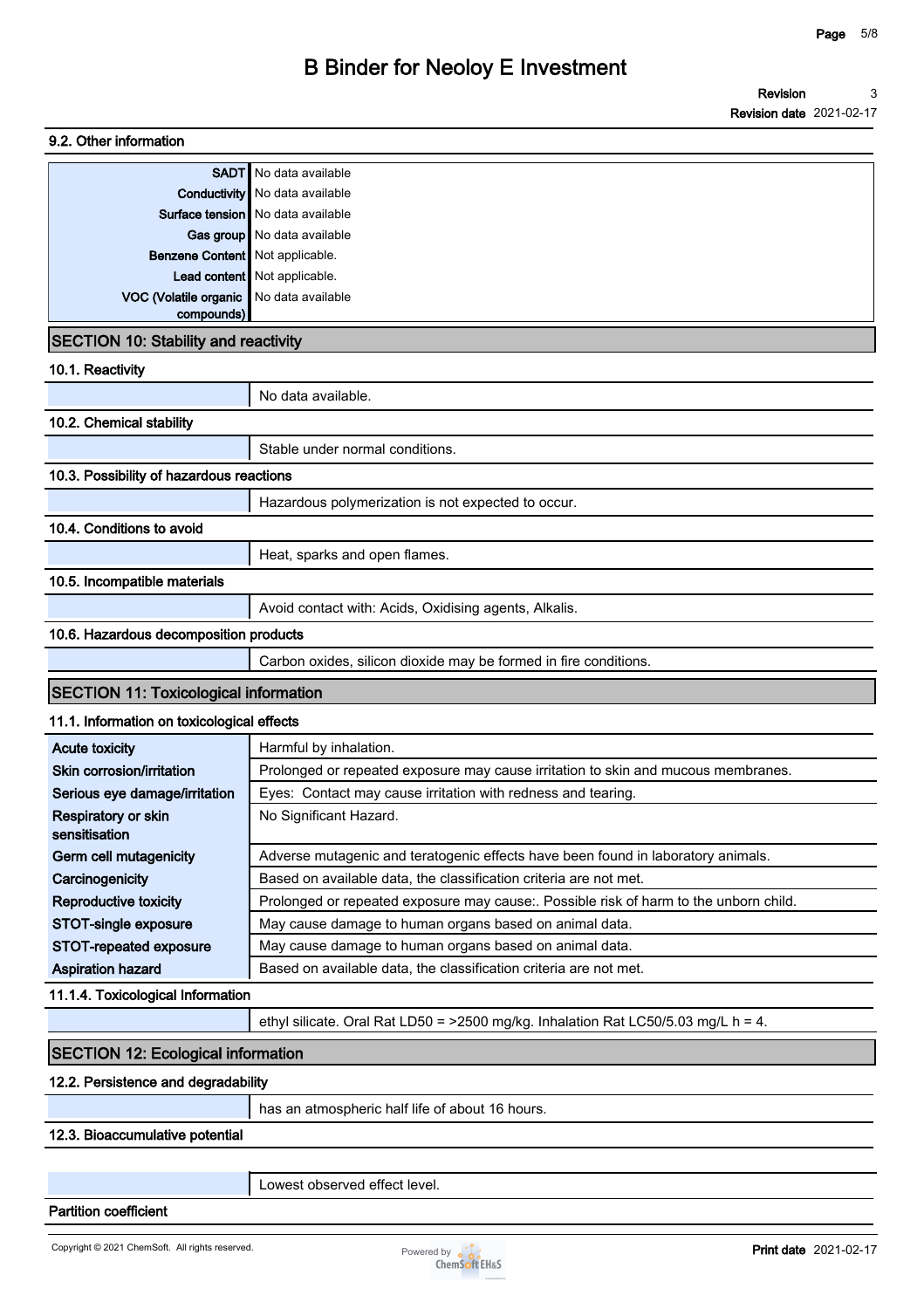### 9.2. Other information

| | |
|---|---|
| SADT | No data available |
| Conductivity | No data available |
| Surface tension | No data available |
| Gas group | No data available |
| Benzene Content | Not applicable. |
| Lead content | Not applicable. |
| VOC (Volatile organic compounds) | No data available |

## SECTION 10: Stability and reactivity

### 10.1. Reactivity

No data available.

### 10.2. Chemical stability

Stable under normal conditions.

### 10.3. Possibility of hazardous reactions

Hazardous polymerization is not expected to occur.

### 10.4. Conditions to avoid

Heat, sparks and open flames.

### 10.5. Incompatible materials

Avoid contact with: Acids, Oxidising agents, Alkalis.

### 10.6. Hazardous decomposition products

Carbon oxides, silicon dioxide may be formed in fire conditions.

## SECTION 11: Toxicological information

### 11.1. Information on toxicological effects

| | |
|---|---|
| Acute toxicity | Harmful by inhalation. |
| Skin corrosion/irritation | Prolonged or repeated exposure may cause irritation to skin and mucous membranes. |
| Serious eye damage/irritation | Eyes: Contact may cause irritation with redness and tearing. |
| Respiratory or skin sensitisation | No Significant Hazard. |
| Germ cell mutagenicity | Adverse mutagenic and teratogenic effects have been found in laboratory animals. |
| Carcinogenicity | Based on available data, the classification criteria are not met. |
| Reproductive toxicity | Prolonged or repeated exposure may cause:. Possible risk of harm to the unborn child. |
| STOT-single exposure | May cause damage to human organs based on animal data. |
| STOT-repeated exposure | May cause damage to human organs based on animal data. |
| Aspiration hazard | Based on available data, the classification criteria are not met. |

### 11.1.4. Toxicological Information

ethyl silicate. Oral Rat LD50 = >2500 mg/kg. Inhalation Rat LC50/5.03 mg/L h = 4.

## SECTION 12: Ecological information

### 12.2. Persistence and degradability

has an atmospheric half life of about 16 hours.

### 12.3. Bioaccumulative potential

Lowest observed effect level.

### Partition coefficient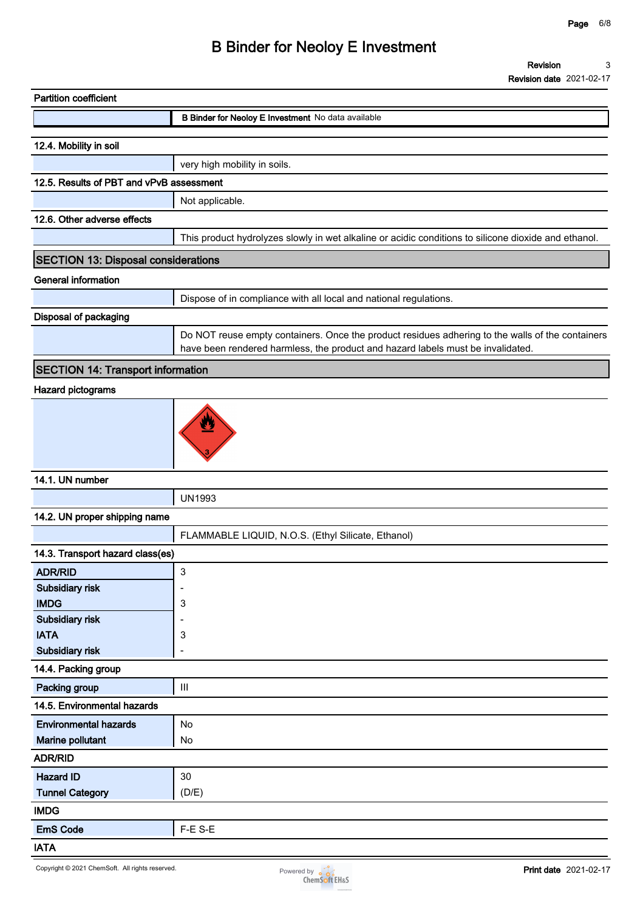**Partition coefficient**

| | |
|---|---|
| **B Binder for Neoloy E Investment** | No data available |

**12.4. Mobility in soil**

very high mobility in soils.

**12.5. Results of PBT and vPvB assessment**

Not applicable.

**12.6. Other adverse effects**

This product hydrolyzes slowly in wet alkaline or acidic conditions to silicone dioxide and ethanol.

## SECTION 13: Disposal considerations

**General information**

Dispose of in compliance with all local and national regulations.

**Disposal of packaging**

Do NOT reuse empty containers. Once the product residues adhering to the walls of the containers have been rendered harmless, the product and hazard labels must be invalidated.

## SECTION 14: Transport information

**Hazard pictograms**

**14.1. UN number**

UN1993

**14.2. UN proper shipping name**

FLAMMABLE LIQUID, N.O.S. (Ethyl Silicate, Ethanol)

**14.3. Transport hazard class(es)**

| | |
|---|---|
| **ADR/RID** | 3 |
| **Subsidiary risk** | - |
| **IMDG** | 3 |
| **Subsidiary risk** | - |
| **IATA** | 3 |
| **Subsidiary risk** | - |

**14.4. Packing group**

| | |
|---|---|
| **Packing group** | III |

**14.5. Environmental hazards**

| | |
|---|---|
| **Environmental hazards** | No |
| **Marine pollutant** | No |

**ADR/RID**

| | |
|---|---|
| **Hazard ID** | 30 |
| **Tunnel Category** | (D/E) |

**IMDG**

| | |
|---|---|
| **EmS Code** | F-E S-E |

**IATA**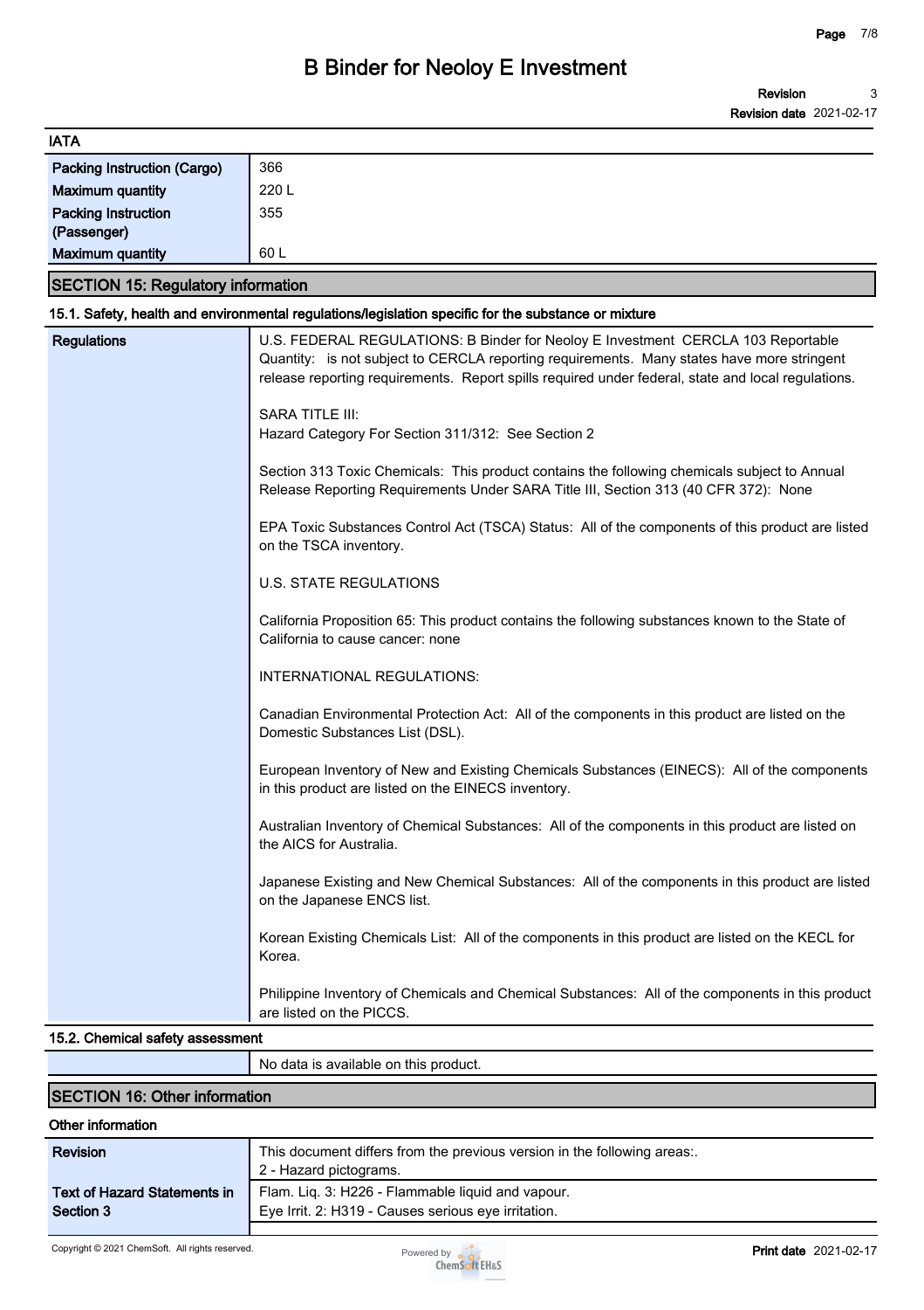### IATA

| | |
|---|---|
| Packing Instruction (Cargo) | 366 |
| Maximum quantity | 220 L |
| Packing Instruction (Passenger) | 355 |
| Maximum quantity | 60 L |

## SECTION 15: Regulatory information

### 15.1. Safety, health and environmental regulations/legislation specific for the substance or mixture

**Regulations**

U.S. FEDERAL REGULATIONS: B Binder for Neoloy E Investment CERCLA 103 Reportable Quantity: is not subject to CERCLA reporting requirements. Many states have more stringent release reporting requirements. Report spills required under federal, state and local regulations.

SARA TITLE III:
Hazard Category For Section 311/312: See Section 2

Section 313 Toxic Chemicals: This product contains the following chemicals subject to Annual Release Reporting Requirements Under SARA Title III, Section 313 (40 CFR 372): None

EPA Toxic Substances Control Act (TSCA) Status: All of the components of this product are listed on the TSCA inventory.

U.S. STATE REGULATIONS

California Proposition 65: This product contains the following substances known to the State of California to cause cancer: none

INTERNATIONAL REGULATIONS:

Canadian Environmental Protection Act: All of the components in this product are listed on the Domestic Substances List (DSL).

European Inventory of New and Existing Chemicals Substances (EINECS): All of the components in this product are listed on the EINECS inventory.

Australian Inventory of Chemical Substances: All of the components in this product are listed on the AICS for Australia.

Japanese Existing and New Chemical Substances: All of the components in this product are listed on the Japanese ENCS list.

Korean Existing Chemicals List: All of the components in this product are listed on the KECL for Korea.

Philippine Inventory of Chemicals and Chemical Substances: All of the components in this product are listed on the PICCS.

### 15.2. Chemical safety assessment

No data is available on this product.

## SECTION 16: Other information

### Other information

| | |
|---|---|
| Revision | This document differs from the previous version in the following areas:.<br>2 - Hazard pictograms. |
| Text of Hazard Statements in Section 3 | Flam. Liq. 3: H226 - Flammable liquid and vapour.<br>Eye Irrit. 2: H319 - Causes serious eye irritation. |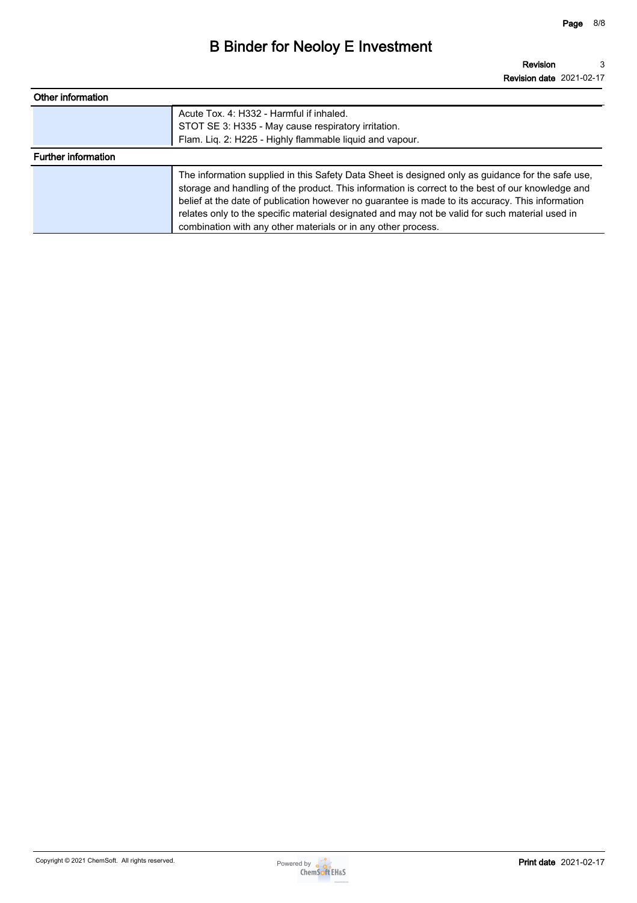## Other information

| | |
|---|---|
| | Acute Tox. 4: H332 - Harmful if inhaled.<br>STOT SE 3: H335 - May cause respiratory irritation.<br>Flam. Liq. 2: H225 - Highly flammable liquid and vapour. |

## Further information

| | |
|---|---|
| | The information supplied in this Safety Data Sheet is designed only as guidance for the safe use, storage and handling of the product. This information is correct to the best of our knowledge and belief at the date of publication however no guarantee is made to its accuracy. This information relates only to the specific material designated and may not be valid for such material used in combination with any other materials or in any other process. |